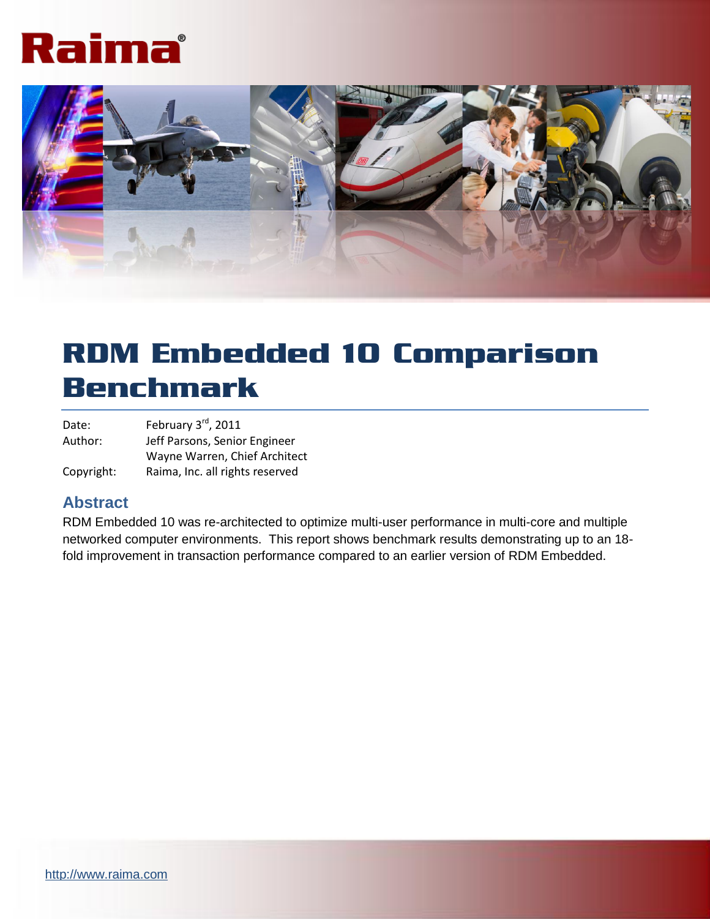Raima®

# RDM Embedded 10 Comparison Benchmark

| | |
|---|---|
| Date: | February 3rd, 2011 |
| Author: | Jeff Parsons, Senior Engineer |
| | Wayne Warren, Chief Architect |
| Copyright: | Raima, Inc. all rights reserved |

## Abstract

RDM Embedded 10 was re-architected to optimize multi-user performance in multi-core and multiple networked computer environments. This report shows benchmark results demonstrating up to an 18-fold improvement in transaction performance compared to an earlier version of RDM Embedded.

http://www.raima.com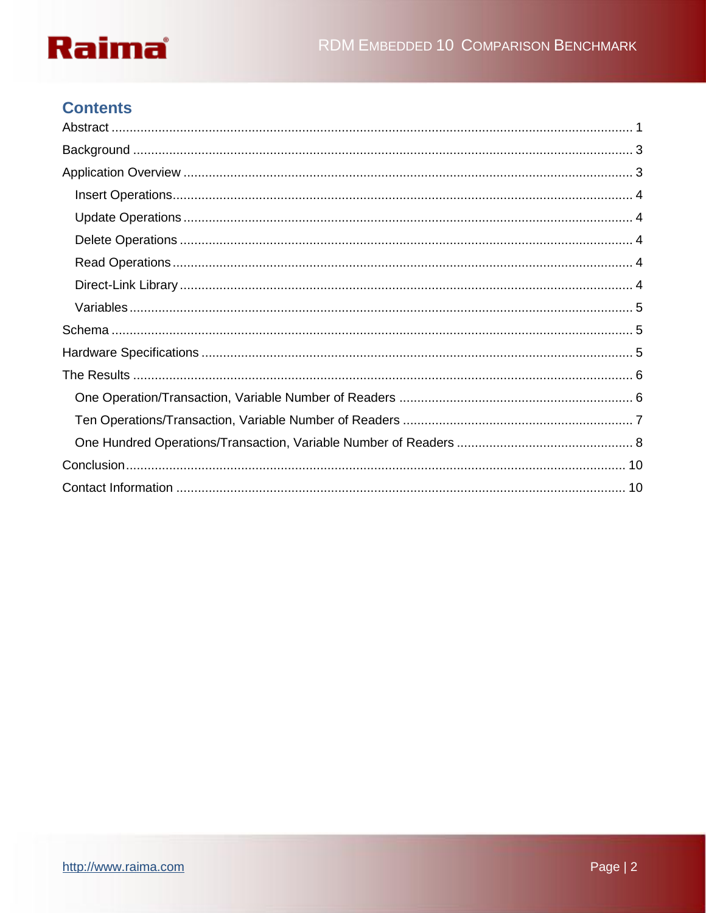## Contents

- Abstract ..... 1
- Background ..... 3
- Application Overview ..... 3
  - Insert Operations ..... 4
  - Update Operations ..... 4
  - Delete Operations ..... 4
  - Read Operations ..... 4
  - Direct-Link Library ..... 4
  - Variables ..... 5
- Schema ..... 5
- Hardware Specifications ..... 5
- The Results ..... 6
  - One Operation/Transaction, Variable Number of Readers ..... 6
  - Ten Operations/Transaction, Variable Number of Readers ..... 7
  - One Hundred Operations/Transaction, Variable Number of Readers ..... 8
- Conclusion ..... 10
- Contact Information ..... 10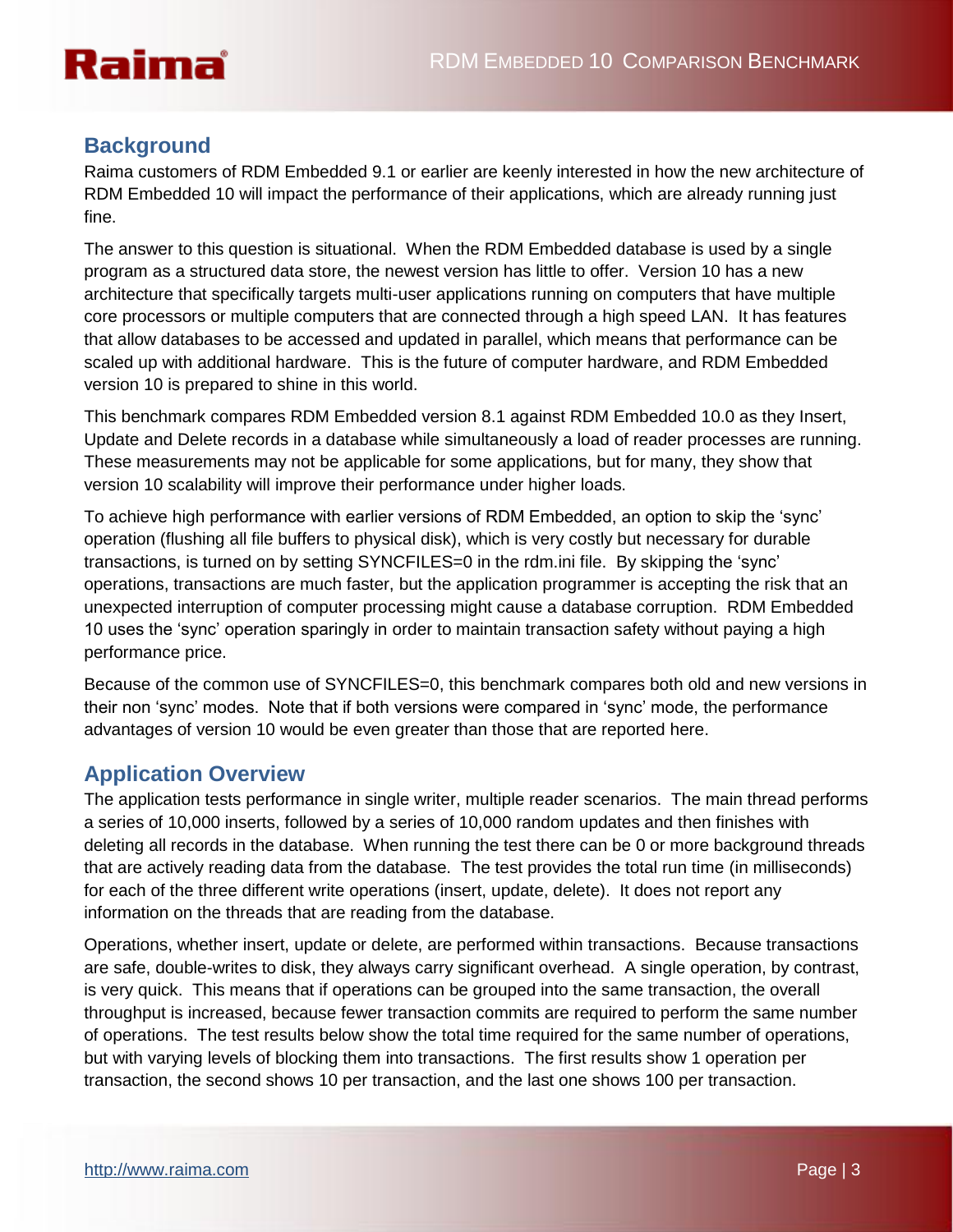## Background

Raima customers of RDM Embedded 9.1 or earlier are keenly interested in how the new architecture of RDM Embedded 10 will impact the performance of their applications, which are already running just fine.

The answer to this question is situational. When the RDM Embedded database is used by a single program as a structured data store, the newest version has little to offer. Version 10 has a new architecture that specifically targets multi-user applications running on computers that have multiple core processors or multiple computers that are connected through a high speed LAN. It has features that allow databases to be accessed and updated in parallel, which means that performance can be scaled up with additional hardware. This is the future of computer hardware, and RDM Embedded version 10 is prepared to shine in this world.

This benchmark compares RDM Embedded version 8.1 against RDM Embedded 10.0 as they Insert, Update and Delete records in a database while simultaneously a load of reader processes are running. These measurements may not be applicable for some applications, but for many, they show that version 10 scalability will improve their performance under higher loads.

To achieve high performance with earlier versions of RDM Embedded, an option to skip the 'sync' operation (flushing all file buffers to physical disk), which is very costly but necessary for durable transactions, is turned on by setting SYNCFILES=0 in the rdm.ini file. By skipping the 'sync' operations, transactions are much faster, but the application programmer is accepting the risk that an unexpected interruption of computer processing might cause a database corruption. RDM Embedded 10 uses the 'sync' operation sparingly in order to maintain transaction safety without paying a high performance price.

Because of the common use of SYNCFILES=0, this benchmark compares both old and new versions in their non 'sync' modes. Note that if both versions were compared in 'sync' mode, the performance advantages of version 10 would be even greater than those that are reported here.

## Application Overview

The application tests performance in single writer, multiple reader scenarios. The main thread performs a series of 10,000 inserts, followed by a series of 10,000 random updates and then finishes with deleting all records in the database. When running the test there can be 0 or more background threads that are actively reading data from the database. The test provides the total run time (in milliseconds) for each of the three different write operations (insert, update, delete). It does not report any information on the threads that are reading from the database.

Operations, whether insert, update or delete, are performed within transactions. Because transactions are safe, double-writes to disk, they always carry significant overhead. A single operation, by contrast, is very quick. This means that if operations can be grouped into the same transaction, the overall throughput is increased, because fewer transaction commits are required to perform the same number of operations. The test results below show the total time required for the same number of operations, but with varying levels of blocking them into transactions. The first results show 1 operation per transaction, the second shows 10 per transaction, and the last one shows 100 per transaction.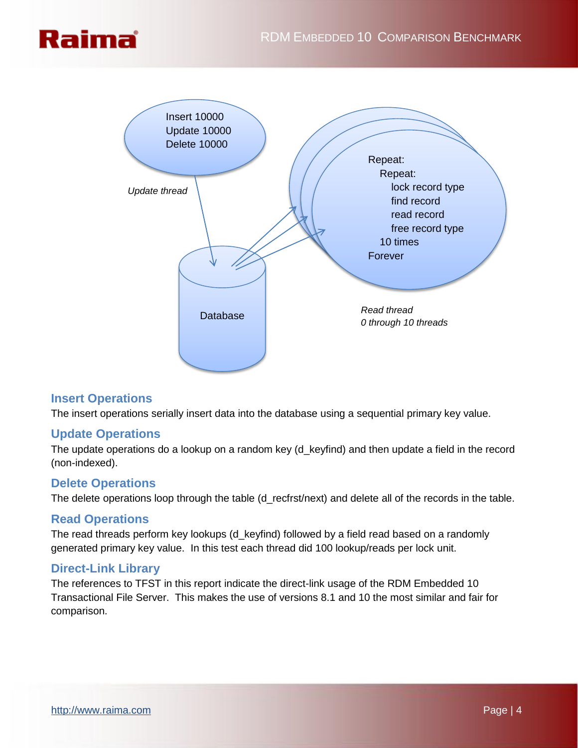Insert 10000
Update 10000
Delete 10000

*Update thread*

Repeat:
Repeat:
lock record type
find record
read record
free record type
10 times
Forever

Database

*Read thread*
*0 through 10 threads*

## Insert Operations

The insert operations serially insert data into the database using a sequential primary key value.

## Update Operations

The update operations do a lookup on a random key (d_keyfind) and then update a field in the record (non-indexed).

## Delete Operations

The delete operations loop through the table (d_recfrst/next) and delete all of the records in the table.

## Read Operations

The read threads perform key lookups (d_keyfind) followed by a field read based on a randomly generated primary key value. In this test each thread did 100 lookup/reads per lock unit.

## Direct-Link Library

The references to TFST in this report indicate the direct-link usage of the RDM Embedded 10 Transactional File Server. This makes the use of versions 8.1 and 10 the most similar and fair for comparison.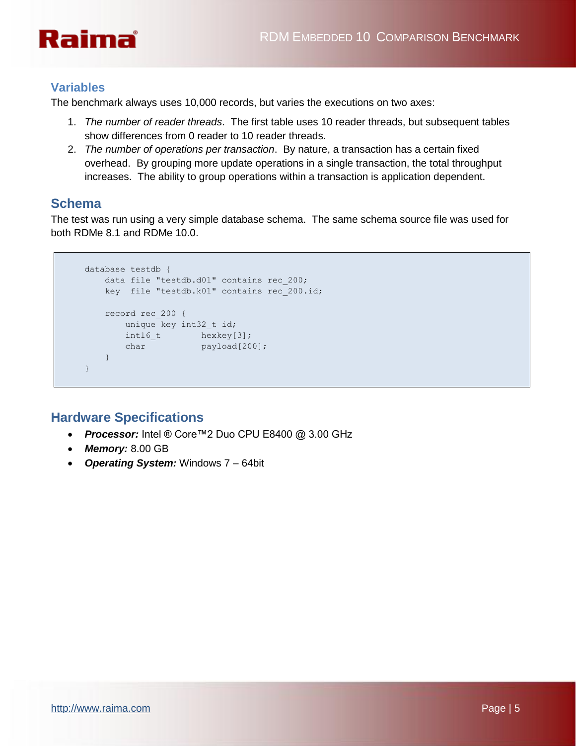## Variables

The benchmark always uses 10,000 records, but varies the executions on two axes:

1. *The number of reader threads*. The first table uses 10 reader threads, but subsequent tables show differences from 0 reader to 10 reader threads.
2. *The number of operations per transaction*. By nature, a transaction has a certain fixed overhead. By grouping more update operations in a single transaction, the total throughput increases. The ability to group operations within a transaction is application dependent.

## Schema

The test was run using a very simple database schema. The same schema source file was used for both RDMe 8.1 and RDMe 10.0.

```
database testdb {
    data file "testdb.d01" contains rec_200;
    key  file "testdb.k01" contains rec_200.id;

    record rec_200 {
        unique key int32_t id;
        int16_t        hexkey[3];
        char           payload[200];
    }
}
```

## Hardware Specifications

- ***Processor:*** Intel ® Core™2 Duo CPU E8400 @ 3.00 GHz
- ***Memory:*** 8.00 GB
- ***Operating System:*** Windows 7 – 64bit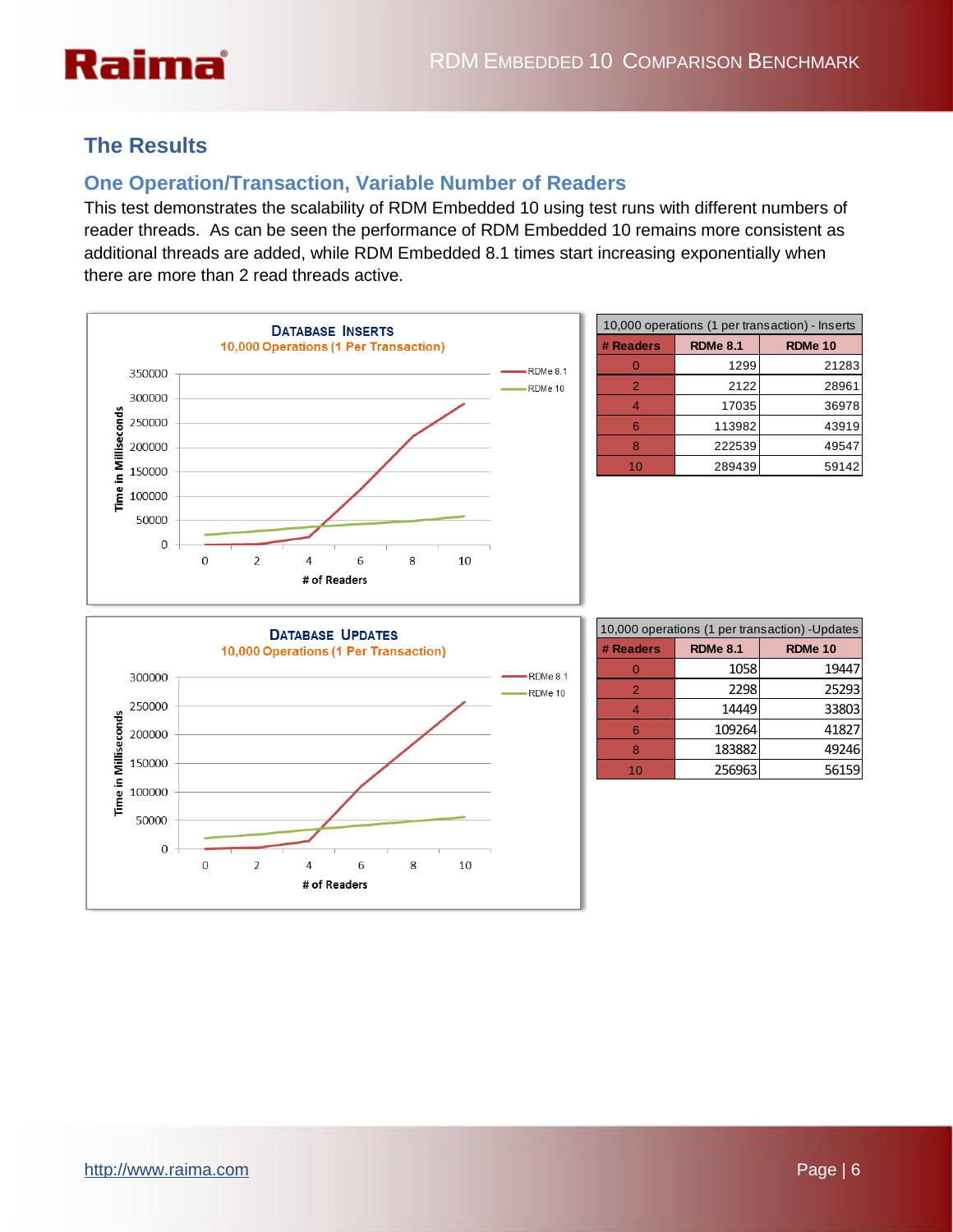# The Results

## One Operation/Transaction, Variable Number of Readers

This test demonstrates the scalability of RDM Embedded 10 using test runs with different numbers of reader threads. As can be seen the performance of RDM Embedded 10 remains more consistent as additional threads are added, while RDM Embedded 8.1 times start increasing exponentially when there are more than 2 read threads active.

DATABASE INSERTS
10,000 Operations (1 Per Transaction)
Time in Milliseconds
0
50000
100000
150000
200000
250000
300000
350000
0 2 4 6 8 10
# of Readers
RDMe 8.1
RDMe 10

| 10,000 operations (1 per transaction) - Inserts | | |
|---|---|---|
| # Readers | RDMe 8.1 | RDMe 10 |
| 0 | 1299 | 21283 |
| 2 | 2122 | 28961 |
| 4 | 17035 | 36978 |
| 6 | 113982 | 43919 |
| 8 | 222539 | 49547 |
| 10 | 289439 | 59142 |

DATABASE UPDATES
10,000 Operations (1 Per Transaction)
Time in Milliseconds
0
50000
100000
150000
200000
250000
300000
0 2 4 6 8 10
# of Readers
RDMe 8.1
RDMe 10

| 10,000 operations (1 per transaction) -Updates | | |
|---|---|---|
| # Readers | RDMe 8.1 | RDMe 10 |
| 0 | 1058 | 19447 |
| 2 | 2298 | 25293 |
| 4 | 14449 | 33803 |
| 6 | 109264 | 41827 |
| 8 | 183882 | 49246 |
| 10 | 256963 | 56159 |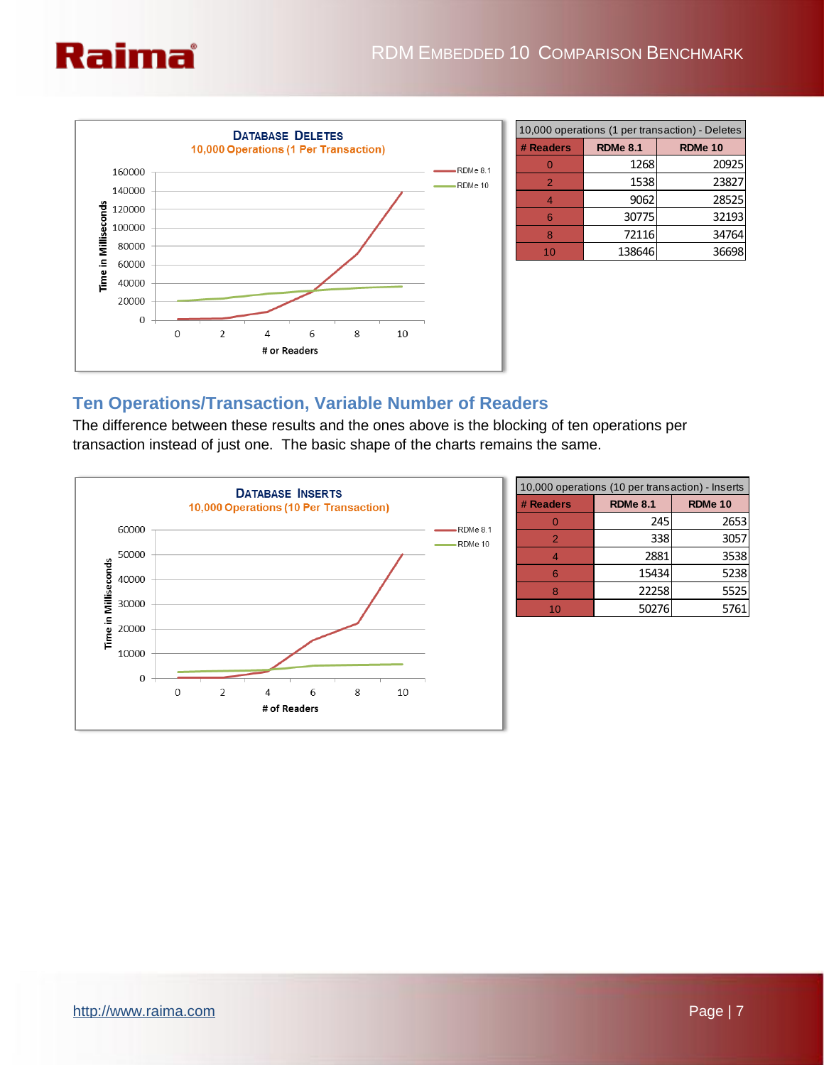DATABASE DELETES
10,000 Operations (1 Per Transaction)

160000
140000
120000
100000
80000
60000
40000
20000
0

Time in Milliseconds

0 2 4 6 8 10

# or Readers

RDMe 8.1
RDMe 10

| 10,000 operations (1 per transaction) - Deletes | | |
|---|---|---|
| # Readers | RDMe 8.1 | RDMe 10 |
| 0 | 1268 | 20925 |
| 2 | 1538 | 23827 |
| 4 | 9062 | 28525 |
| 6 | 30775 | 32193 |
| 8 | 72116 | 34764 |
| 10 | 138646 | 36698 |

## Ten Operations/Transaction, Variable Number of Readers

The difference between these results and the ones above is the blocking of ten operations per transaction instead of just one. The basic shape of the charts remains the same.

DATABASE INSERTS
10,000 Operations (10 Per Transaction)

60000
50000
40000
30000
20000
10000
0

Time in Milliseconds

0 2 4 6 8 10

# of Readers

RDMe 8.1
RDMe 10

| 10,000 operations (10 per transaction) - Inserts | | |
|---|---|---|
| # Readers | RDMe 8.1 | RDMe 10 |
| 0 | 245 | 2653 |
| 2 | 338 | 3057 |
| 4 | 2881 | 3538 |
| 6 | 15434 | 5238 |
| 8 | 22258 | 5525 |
| 10 | 50276 | 5761 |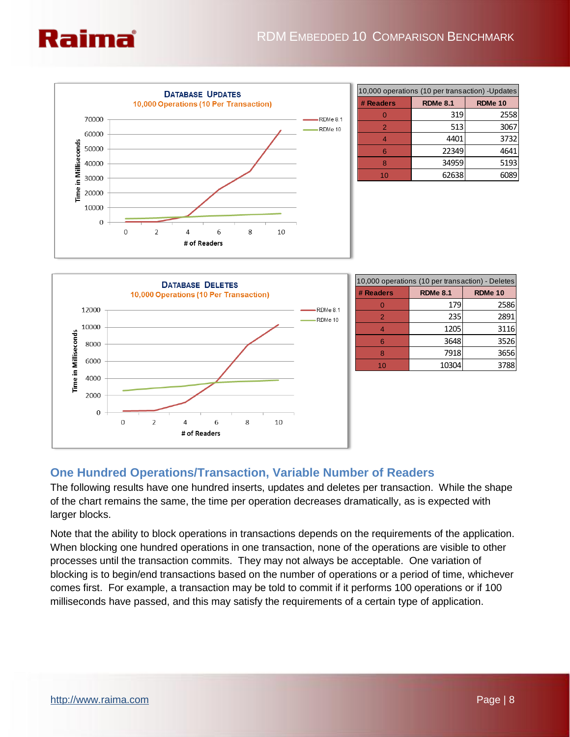**DATABASE UPDATES**

10,000 Operations (10 Per Transaction)

Time in Milliseconds

70000
60000
50000
40000
30000
20000
10000
0

0 2 4 6 8 10

# of Readers

RDMe 8.1
RDMe 10

| 10,000 operations (10 per transaction) -Updates | | |
|---|---|---|
| # Readers | RDMe 8.1 | RDMe 10 |
| 0 | 319 | 2558 |
| 2 | 513 | 3067 |
| 4 | 4401 | 3732 |
| 6 | 22349 | 4641 |
| 8 | 34959 | 5193 |
| 10 | 62638 | 6089 |

**DATABASE DELETES**

10,000 Operations (10 Per Transaction)

Time in Milliseconds

12000
10000
8000
6000
4000
2000
0

0 2 4 6 8 10

# of Readers

RDMe 8.1
RDMe 10

| 10,000 operations (10 per transaction) - Deletes | | |
|---|---|---|
| # Readers | RDMe 8.1 | RDMe 10 |
| 0 | 179 | 2586 |
| 2 | 235 | 2891 |
| 4 | 1205 | 3116 |
| 6 | 3648 | 3526 |
| 8 | 7918 | 3656 |
| 10 | 10304 | 3788 |

## One Hundred Operations/Transaction, Variable Number of Readers

The following results have one hundred inserts, updates and deletes per transaction. While the shape of the chart remains the same, the time per operation decreases dramatically, as is expected with larger blocks.

Note that the ability to block operations in transactions depends on the requirements of the application. When blocking one hundred operations in one transaction, none of the operations are visible to other processes until the transaction commits. They may not always be acceptable. One variation of blocking is to begin/end transactions based on the number of operations or a period of time, whichever comes first. For example, a transaction may be told to commit if it performs 100 operations or if 100 milliseconds have passed, and this may satisfy the requirements of a certain type of application.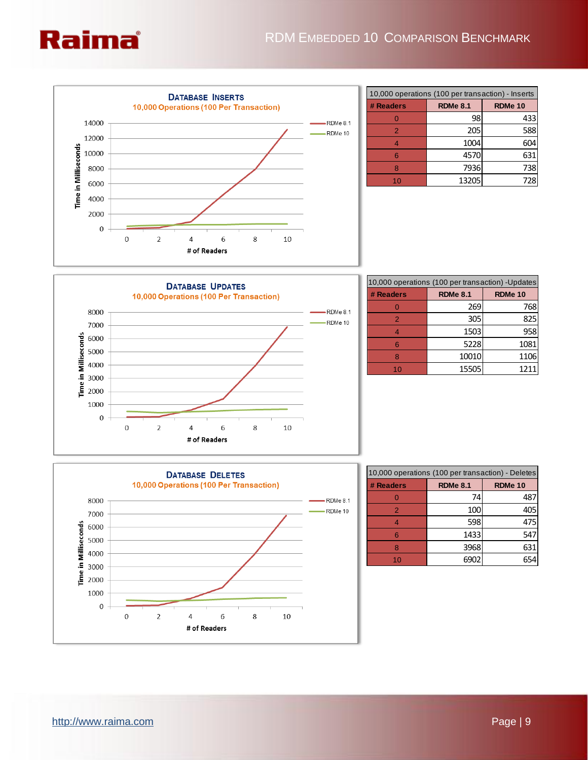**Database Inserts**
10,000 Operations (100 Per Transaction)

Time in Milliseconds
0
2000
4000
6000
8000
10000
12000
14000

0 2 4 6 8 10
# of Readers

RDMe 8.1
RDMe 10

| 10,000 operations (100 per transaction) - Inserts | | |
|---|---|---|
| # Readers | RDMe 8.1 | RDMe 10 |
| 0 | 98 | 433 |
| 2 | 205 | 588 |
| 4 | 1004 | 604 |
| 6 | 4570 | 631 |
| 8 | 7936 | 738 |
| 10 | 13205 | 728 |

**Database Updates**
10,000 Operations (100 Per Transaction)

Time in Milliseconds
0
1000
2000
3000
4000
5000
6000
7000
8000

0 2 4 6 8 10
# of Readers

RDMe 8.1
RDMe 10

| 10,000 operations (100 per transaction) -Updates | | |
|---|---|---|
| # Readers | RDMe 8.1 | RDMe 10 |
| 0 | 269 | 768 |
| 2 | 305 | 825 |
| 4 | 1503 | 958 |
| 6 | 5228 | 1081 |
| 8 | 10010 | 1106 |
| 10 | 15505 | 1211 |

**Database Deletes**
10,000 Operations (100 Per Transaction)

Time in Milliseconds
0
1000
2000
3000
4000
5000
6000
7000
8000

0 2 4 6 8 10
# of Readers

RDMe 8.1
RDMe 10

| 10,000 operations (100 per transaction) - Deletes | | |
|---|---|---|
| # Readers | RDMe 8.1 | RDMe 10 |
| 0 | 74 | 487 |
| 2 | 100 | 405 |
| 4 | 598 | 475 |
| 6 | 1433 | 547 |
| 8 | 3968 | 631 |
| 10 | 6902 | 654 |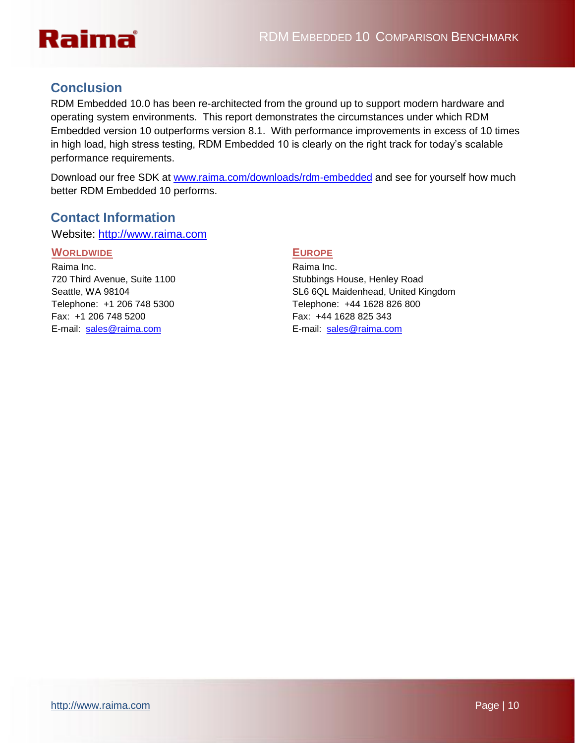## Conclusion

RDM Embedded 10.0 has been re-architected from the ground up to support modern hardware and operating system environments. This report demonstrates the circumstances under which RDM Embedded version 10 outperforms version 8.1. With performance improvements in excess of 10 times in high load, high stress testing, RDM Embedded 10 is clearly on the right track for today's scalable performance requirements.

Download our free SDK at www.raima.com/downloads/rdm-embedded and see for yourself how much better RDM Embedded 10 performs.

## Contact Information

Website: http://www.raima.com

### WORLDWIDE

Raima Inc.
720 Third Avenue, Suite 1100
Seattle, WA 98104
Telephone: +1 206 748 5300
Fax: +1 206 748 5200
E-mail: sales@raima.com

### EUROPE

Raima Inc.
Stubbings House, Henley Road
SL6 6QL Maidenhead, United Kingdom
Telephone: +44 1628 826 800
Fax: +44 1628 825 343
E-mail: sales@raima.com